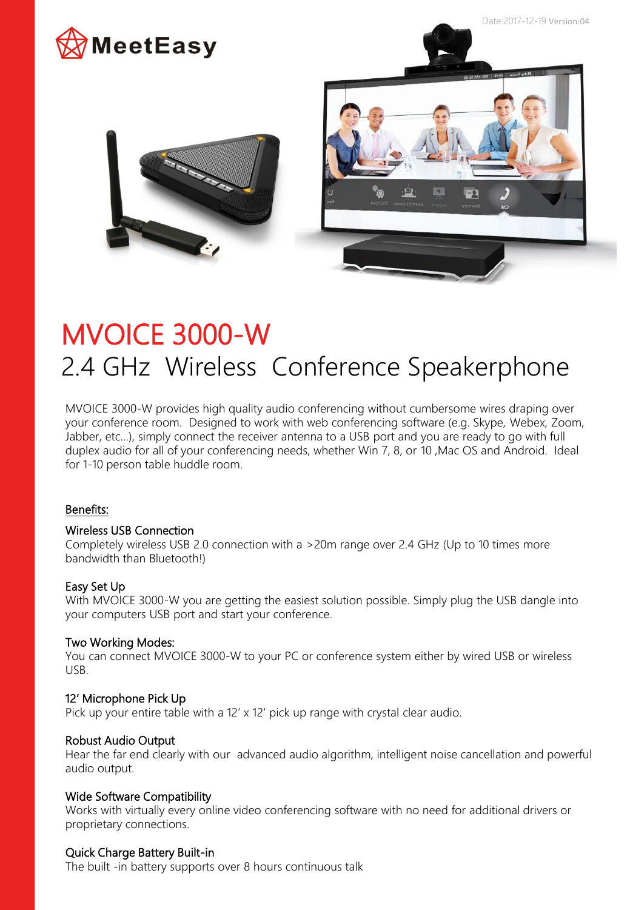Date:2017-12-19 Version:04

MeetEasy

# MVOICE 3000-W

## 2.4 GHz  Wireless  Conference Speakerphone

MVOICE 3000-W provides high quality audio conferencing without cumbersome wires draping over your conference room.  Designed to work with web conferencing software (e.g. Skype, Webex, Zoom, Jabber, etc…), simply connect the receiver antenna to a USB port and you are ready to go with full duplex audio for all of your conferencing needs, whether Win 7, 8, or 10 ,Mac OS and Android.  Ideal for 1-10 person table huddle room.

### Benefits:

**Wireless USB Connection**
Completely wireless USB 2.0 connection with a >20m range over 2.4 GHz (Up to 10 times more bandwidth than Bluetooth!)

**Easy Set Up**
With MVOICE 3000-W you are getting the easiest solution possible. Simply plug the USB dangle into your computers USB port and start your conference.

**Two Working Modes:**
You can connect MVOICE 3000-W to your PC or conference system either by wired USB or wireless USB.

**12' Microphone Pick Up**
Pick up your entire table with a 12' x 12' pick up range with crystal clear audio.

**Robust Audio Output**
Hear the far end clearly with our  advanced audio algorithm, intelligent noise cancellation and powerful audio output.

**Wide Software Compatibility**
Works with virtually every online video conferencing software with no need for additional drivers or proprietary connections.

**Quick Charge Battery Built-in**
The built -in battery supports over 8 hours continuous talk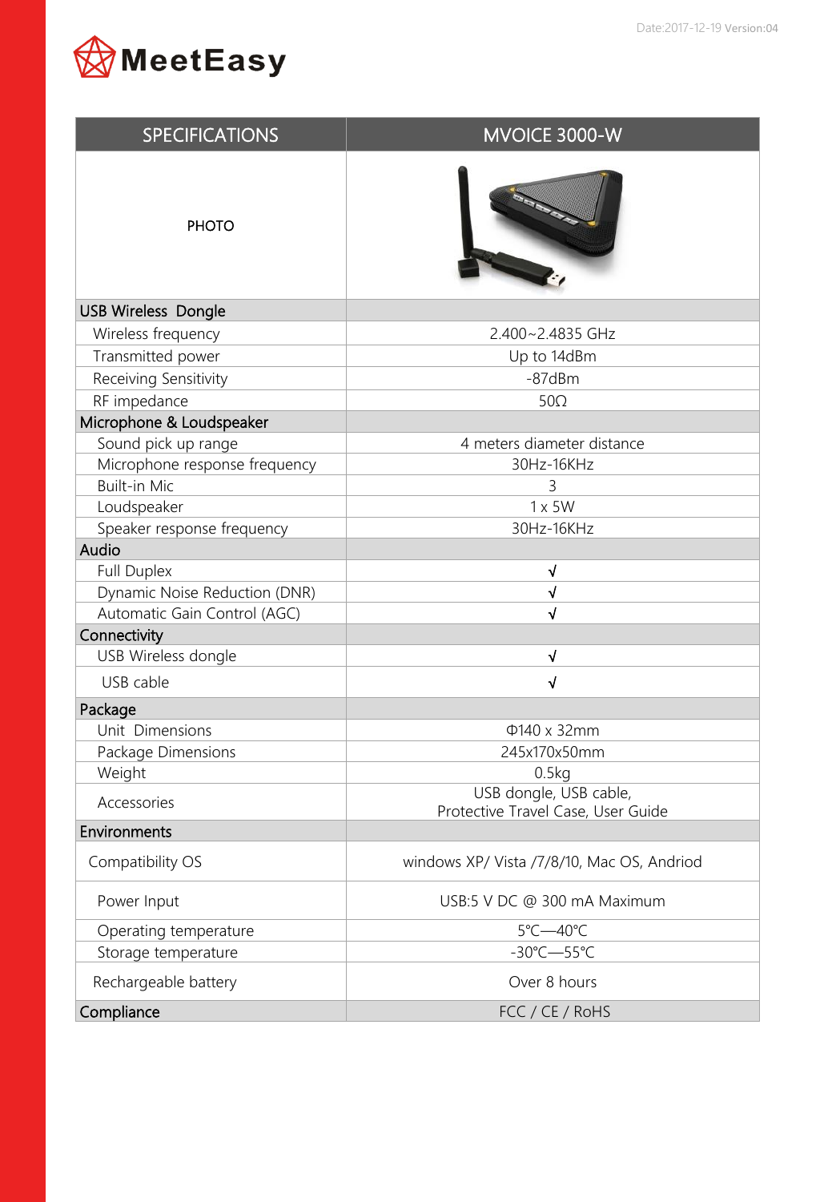Date:2017-12-19 Version:04

# MeetEasy

| SPECIFICATIONS | MVOICE 3000-W |
|---|---|
| PHOTO | |
| **USB Wireless Dongle** | |
| Wireless frequency | 2.400~2.4835 GHz |
| Transmitted power | Up to 14dBm |
| Receiving Sensitivity | -87dBm |
| RF impedance | 50Ω |
| **Microphone & Loudspeaker** | |
| Sound pick up range | 4 meters diameter distance |
| Microphone response frequency | 30Hz-16KHz |
| Built-in Mic | 3 |
| Loudspeaker | 1 x 5W |
| Speaker response frequency | 30Hz-16KHz |
| **Audio** | |
| Full Duplex | √ |
| Dynamic Noise Reduction (DNR) | √ |
| Automatic Gain Control (AGC) | √ |
| **Connectivity** | |
| USB Wireless dongle | √ |
| USB cable | √ |
| **Package** | |
| Unit Dimensions | Φ140 x 32mm |
| Package Dimensions | 245x170x50mm |
| Weight | 0.5kg |
| Accessories | USB dongle, USB cable, Protective Travel Case, User Guide |
| **Environments** | |
| Compatibility OS | windows XP/ Vista /7/8/10, Mac OS, Andriod |
| Power Input | USB:5 V DC @ 300 mA Maximum |
| Operating temperature | 5℃—40℃ |
| Storage temperature | -30℃—55℃ |
| Rechargeable battery | Over 8 hours |
| **Compliance** | FCC / CE / RoHS |